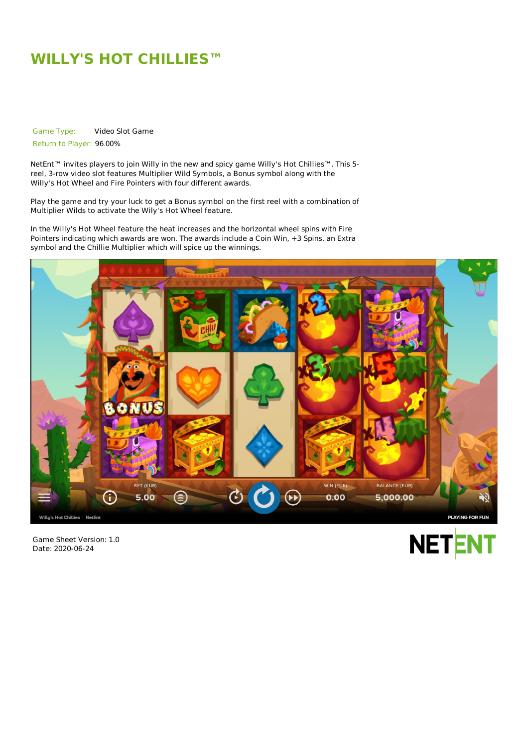# WILLY'S HOT CHILLIES™

| Game Type: | Video Slot Game |
| --- | --- |
| Return to Player: | 96.00% |

NetEnt™ invites players to join Willy in the new and spicy game Willy's Hot Chillies™. This 5-reel, 3-row video slot features Multiplier Wild Symbols, a Bonus symbol along with the Willy's Hot Wheel and Fire Pointers with four different awards.

Play the game and try your luck to get a Bonus symbol on the first reel with a combination of Multiplier Wilds to activate the Wily's Hot Wheel feature.

In the Willy's Hot Wheel feature the heat increases and the horizontal wheel spins with Fire Pointers indicating which awards are won. The awards include a Coin Win, +3 Spins, an Extra symbol and the Chillie Multiplier which will spice up the winnings.

Game Sheet Version: 1.0
Date: 2020-06-24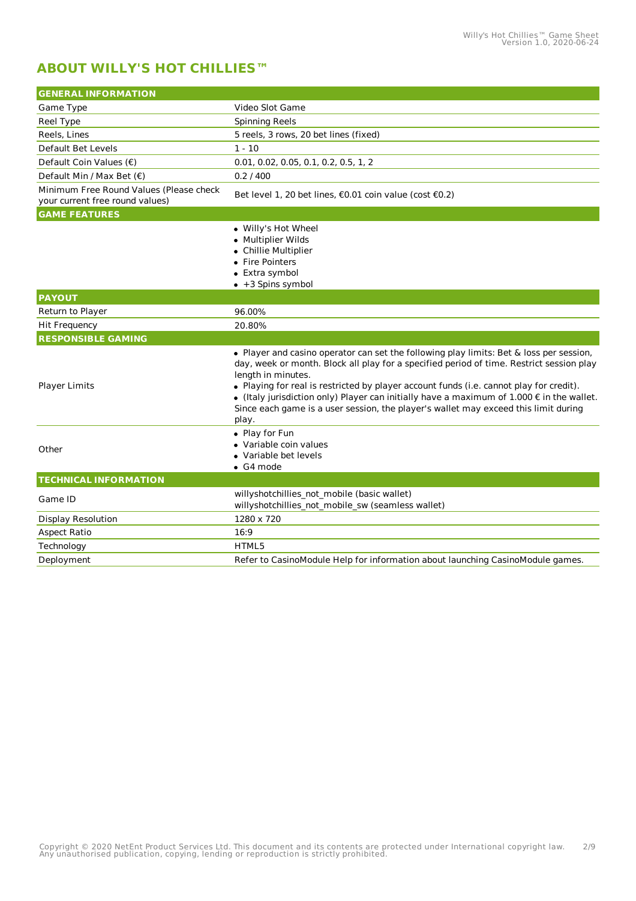## ABOUT WILLY'S HOT CHILLIES™

| GENERAL INFORMATION | |
|---|---|
| Game Type | Video Slot Game |
| Reel Type | Spinning Reels |
| Reels, Lines | 5 reels, 3 rows, 20 bet lines (fixed) |
| Default Bet Levels | 1 - 10 |
| Default Coin Values (€) | 0.01, 0.02, 0.05, 0.1, 0.2, 0.5, 1, 2 |
| Default Min / Max Bet (€) | 0.2 / 400 |
| Minimum Free Round Values (Please check your current free round values) | Bet level 1, 20 bet lines, €0.01 coin value (cost €0.2) |
| **GAME FEATURES** | |
| | • Willy's Hot Wheel<br>• Multiplier Wilds<br>• Chillie Multiplier<br>• Fire Pointers<br>• Extra symbol<br>• +3 Spins symbol |
| **PAYOUT** | |
| Return to Player | 96.00% |
| Hit Frequency | 20.80% |
| **RESPONSIBLE GAMING** | |
| Player Limits | • Player and casino operator can set the following play limits: Bet & loss per session, day, week or month. Block all play for a specified period of time. Restrict session play length in minutes.<br>• Playing for real is restricted by player account funds (i.e. cannot play for credit).<br>• (Italy jurisdiction only) Player can initially have a maximum of 1.000 € in the wallet. Since each game is a user session, the player's wallet may exceed this limit during play. |
| Other | • Play for Fun<br>• Variable coin values<br>• Variable bet levels<br>• G4 mode |
| **TECHNICAL INFORMATION** | |
| Game ID | willyshotchillies_not_mobile (basic wallet)<br>willyshotchillies_not_mobile_sw (seamless wallet) |
| Display Resolution | 1280 x 720 |
| Aspect Ratio | 16:9 |
| Technology | HTML5 |
| Deployment | Refer to CasinoModule Help for information about launching CasinoModule games. |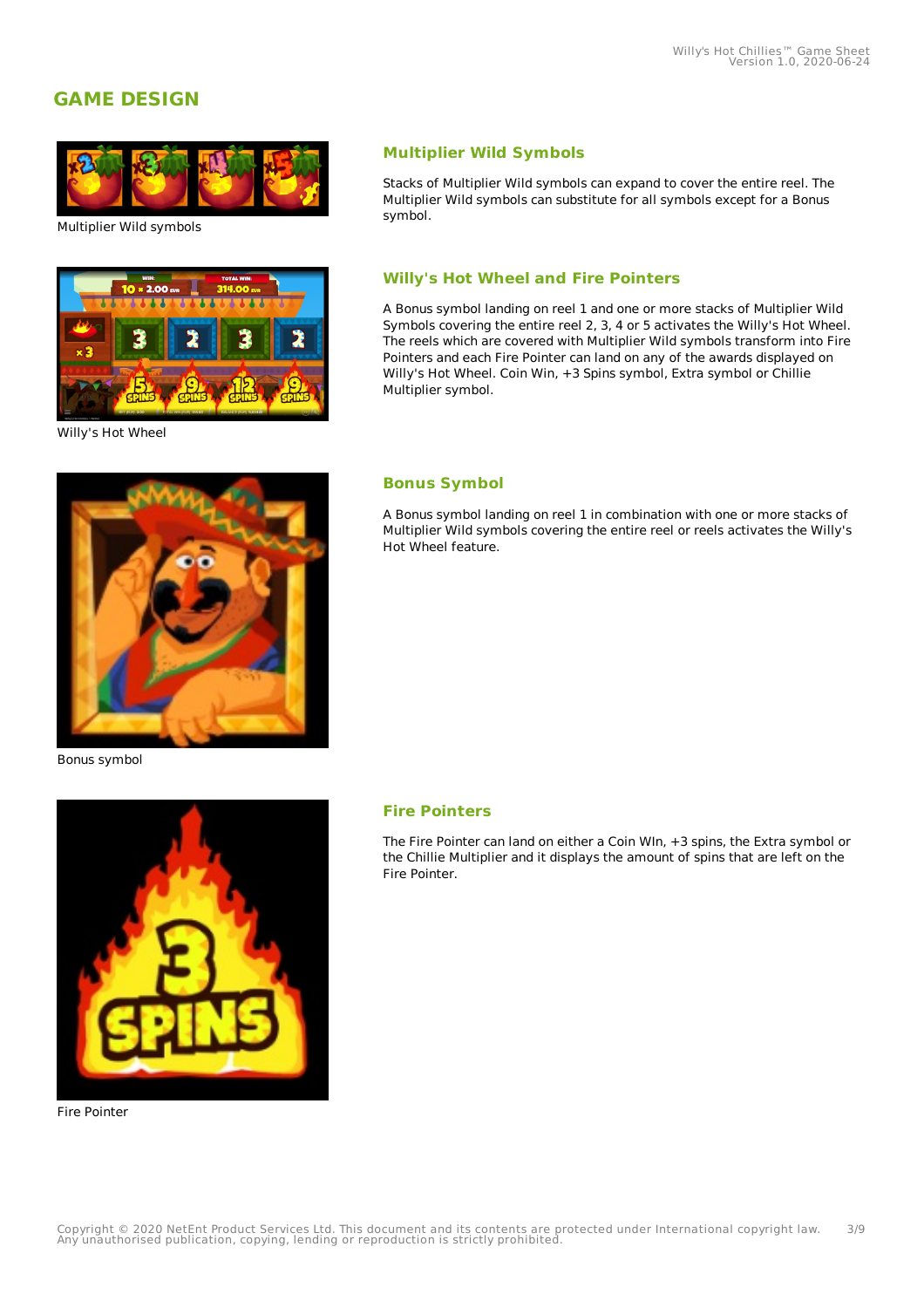## GAME DESIGN

Multiplier Wild symbols

### Multiplier Wild Symbols

Stacks of Multiplier Wild symbols can expand to cover the entire reel. The Multiplier Wild symbols can substitute for all symbols except for a Bonus symbol.

Willy's Hot Wheel

### Willy's Hot Wheel and Fire Pointers

A Bonus symbol landing on reel 1 and one or more stacks of Multiplier Wild Symbols covering the entire reel 2, 3, 4 or 5 activates the Willy's Hot Wheel. The reels which are covered with Multiplier Wild symbols transform into Fire Pointers and each Fire Pointer can land on any of the awards displayed on Willy's Hot Wheel. Coin Win, +3 Spins symbol, Extra symbol or Chillie Multiplier symbol.

Bonus symbol

### Bonus Symbol

A Bonus symbol landing on reel 1 in combination with one or more stacks of Multiplier Wild symbols covering the entire reel or reels activates the Willy's Hot Wheel feature.

Fire Pointer

### Fire Pointers

The Fire Pointer can land on either a Coin WIn, +3 spins, the Extra symbol or the Chillie Multiplier and it displays the amount of spins that are left on the Fire Pointer.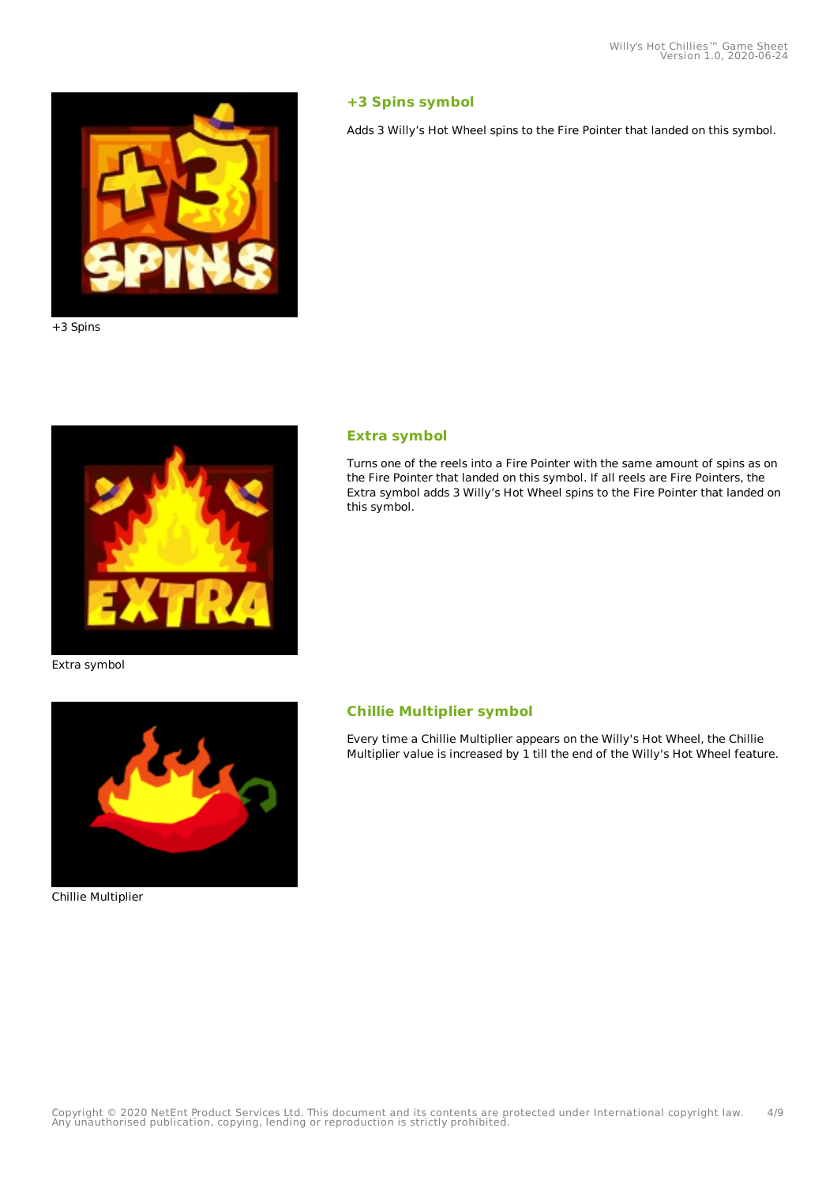+3 Spins

### +3 Spins symbol

Adds 3 Willy’s Hot Wheel spins to the Fire Pointer that landed on this symbol.

Extra symbol

### Extra symbol

Turns one of the reels into a Fire Pointer with the same amount of spins as on the Fire Pointer that landed on this symbol. If all reels are Fire Pointers, the Extra symbol adds 3 Willy’s Hot Wheel spins to the Fire Pointer that landed on this symbol.

Chillie Multiplier

### Chillie Multiplier symbol

Every time a Chillie Multiplier appears on the Willy's Hot Wheel, the Chillie Multiplier value is increased by 1 till the end of the Willy's Hot Wheel feature.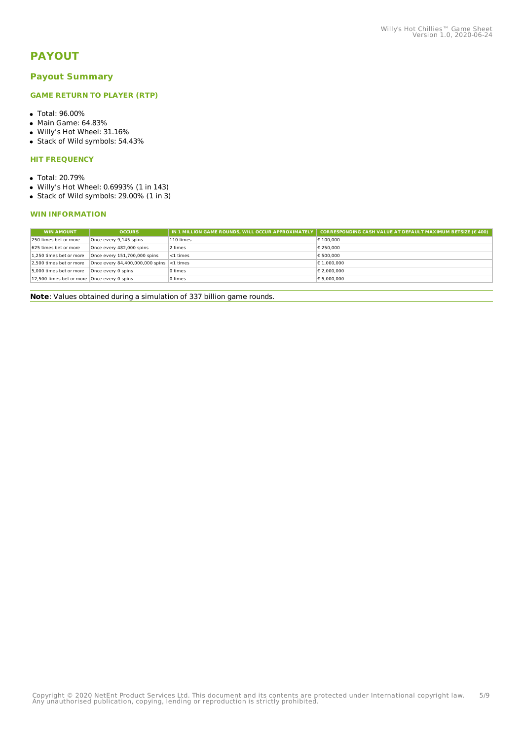# PAYOUT

## Payout Summary

### GAME RETURN TO PLAYER (RTP)

- Total: 96.00%
- Main Game: 64.83%
- Willy's Hot Wheel: 31.16%
- Stack of Wild symbols: 54.43%

### HIT FREQUENCY

- Total: 20.79%
- Willy's Hot Wheel: 0.6993% (1 in 143)
- Stack of Wild symbols: 29.00% (1 in 3)

### WIN INFORMATION

| WIN AMOUNT | OCCURS | IN 1 MILLION GAME ROUNDS, WILL OCCUR APPROXIMATELY | CORRESPONDING CASH VALUE AT DEFAULT MAXIMUM BETSIZE (€ 400) |
|---|---|---|---|
| 250 times bet or more | Once every 9,145 spins | 110 times | € 100,000 |
| 625 times bet or more | Once every 482,000 spins | 2 times | € 250,000 |
| 1,250 times bet or more | Once every 151,700,000 spins | <1 times | € 500,000 |
| 2,500 times bet or more | Once every 84,400,000,000 spins | <1 times | € 1,000,000 |
| 5,000 times bet or more | Once every 0 spins | 0 times | € 2,000,000 |
| 12,500 times bet or more | Once every 0 spins | 0 times | € 5,000,000 |

**Note**: Values obtained during a simulation of 337 billion game rounds.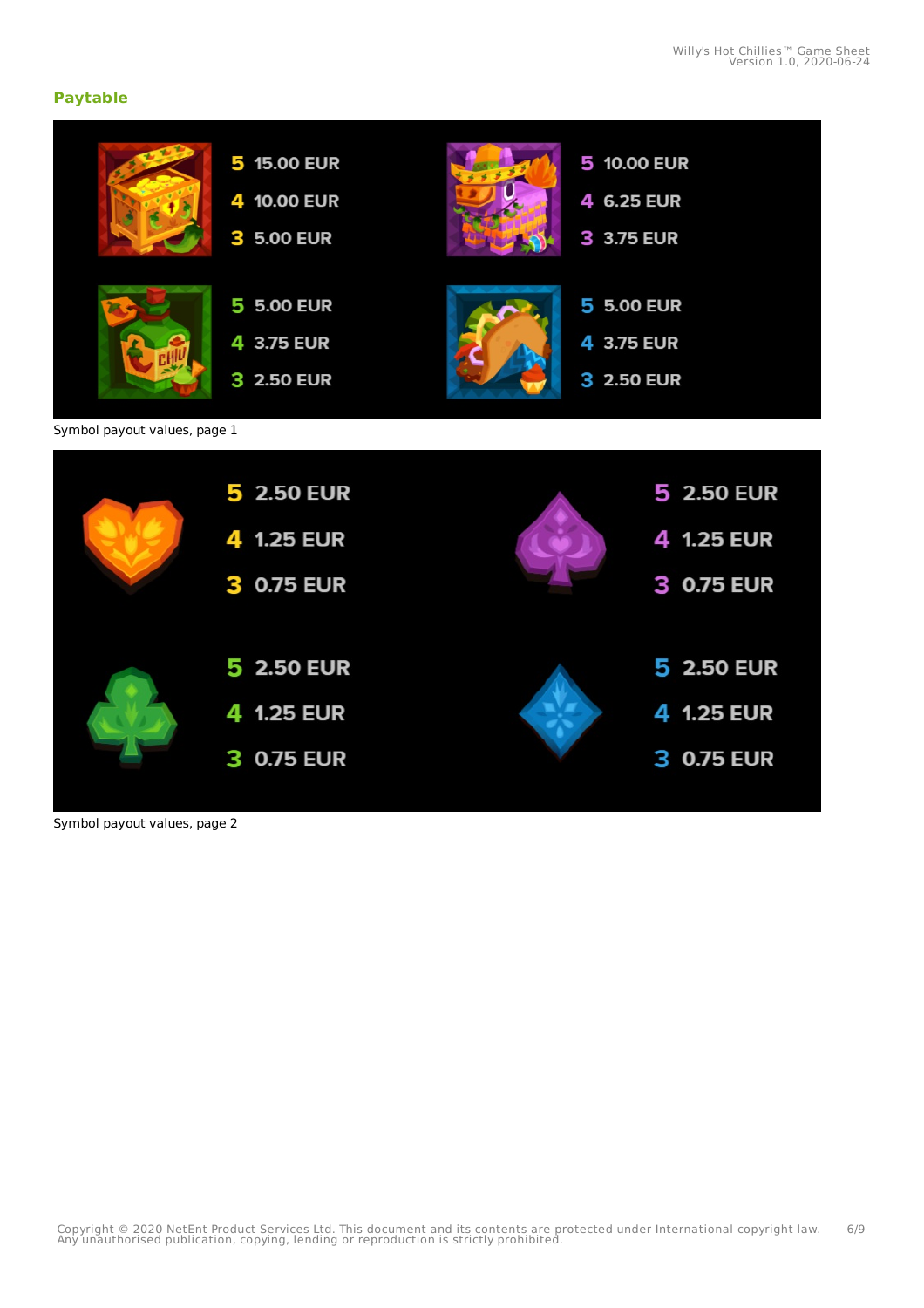## Paytable

| Symbol | 5 | 4 | 3 |
|---|---|---|---|
| Treasure chest | 15.00 EUR | 10.00 EUR | 5.00 EUR |
| Piñata | 10.00 EUR | 6.25 EUR | 3.75 EUR |
| Chili bottle | 5.00 EUR | 3.75 EUR | 2.50 EUR |
| Taco | 5.00 EUR | 3.75 EUR | 2.50 EUR |

Symbol payout values, page 1

| Symbol | 5 | 4 | 3 |
|---|---|---|---|
| Heart | 2.50 EUR | 1.25 EUR | 0.75 EUR |
| Spade | 2.50 EUR | 1.25 EUR | 0.75 EUR |
| Club | 2.50 EUR | 1.25 EUR | 0.75 EUR |
| Diamond | 2.50 EUR | 1.25 EUR | 0.75 EUR |

Symbol payout values, page 2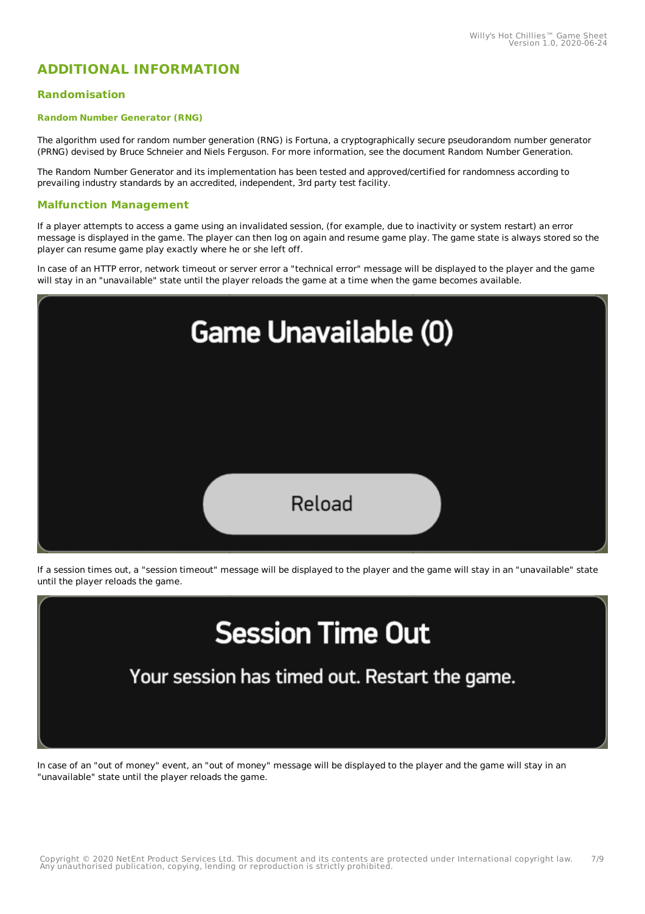# ADDITIONAL INFORMATION

## Randomisation

### Random Number Generator (RNG)

The algorithm used for random number generation (RNG) is Fortuna, a cryptographically secure pseudorandom number generator (PRNG) devised by Bruce Schneier and Niels Ferguson. For more information, see the document Random Number Generation.

The Random Number Generator and its implementation has been tested and approved/certified for randomness according to prevailing industry standards by an accredited, independent, 3rd party test facility.

## Malfunction Management

If a player attempts to access a game using an invalidated session, (for example, due to inactivity or system restart) an error message is displayed in the game. The player can then log on again and resume game play. The game state is always stored so the player can resume game play exactly where he or she left off.

In case of an HTTP error, network timeout or server error a "technical error" message will be displayed to the player and the game will stay in an "unavailable" state until the player reloads the game at a time when the game becomes available.

Game Unavailable (0)

Reload

If a session times out, a "session timeout" message will be displayed to the player and the game will stay in an "unavailable" state until the player reloads the game.

Session Time Out

Your session has timed out. Restart the game.

In case of an "out of money" event, an "out of money" message will be displayed to the player and the game will stay in an "unavailable" state until the player reloads the game.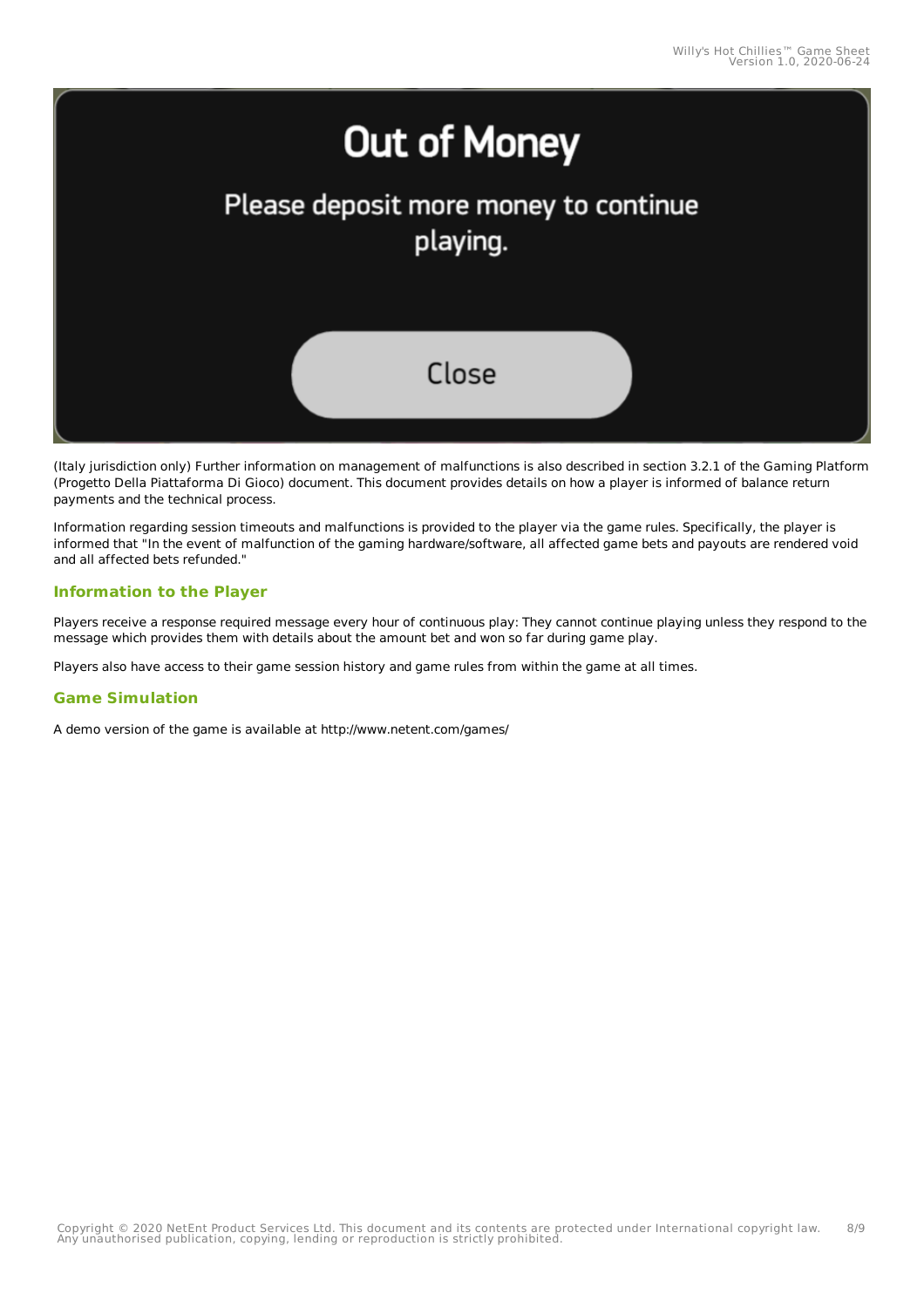(Italy jurisdiction only) Further information on management of malfunctions is also described in section 3.2.1 of the Gaming Platform (Progetto Della Piattaforma Di Gioco) document. This document provides details on how a player is informed of balance return payments and the technical process.

Information regarding session timeouts and malfunctions is provided to the player via the game rules. Specifically, the player is informed that "In the event of malfunction of the gaming hardware/software, all affected game bets and payouts are rendered void and all affected bets refunded."

### Information to the Player

Players receive a response required message every hour of continuous play: They cannot continue playing unless they respond to the message which provides them with details about the amount bet and won so far during game play.

Players also have access to their game session history and game rules from within the game at all times.

### Game Simulation

A demo version of the game is available at http://www.netent.com/games/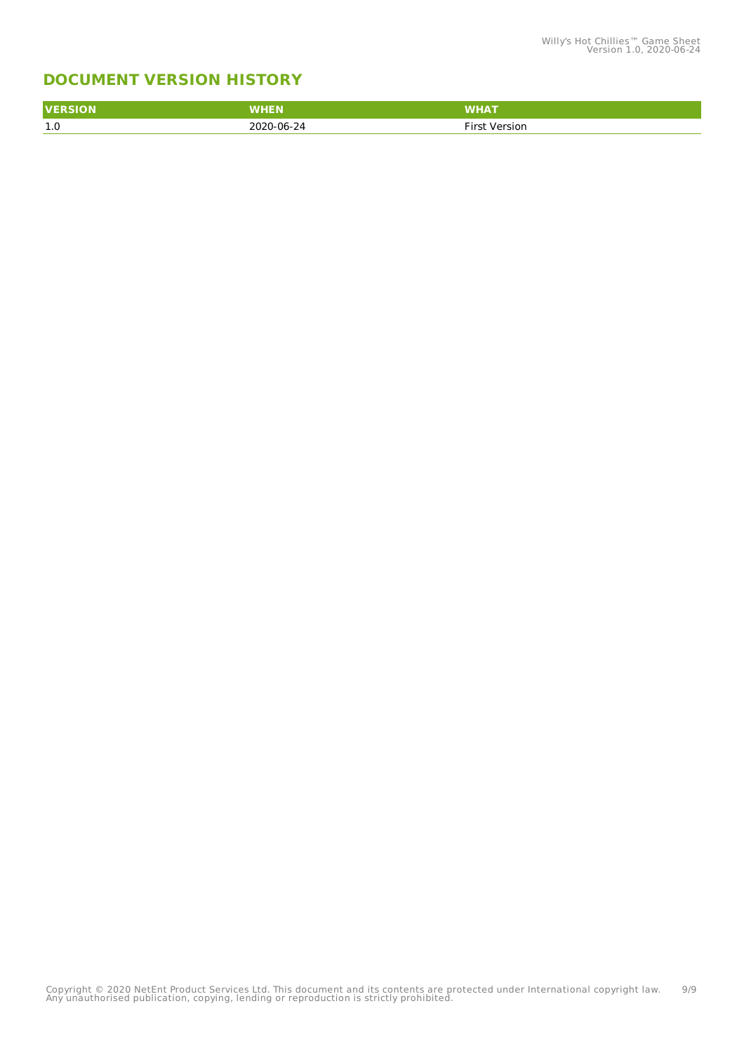## DOCUMENT VERSION HISTORY

| VERSION | WHEN | WHAT |
| --- | --- | --- |
| 1.0 | 2020-06-24 | First Version |